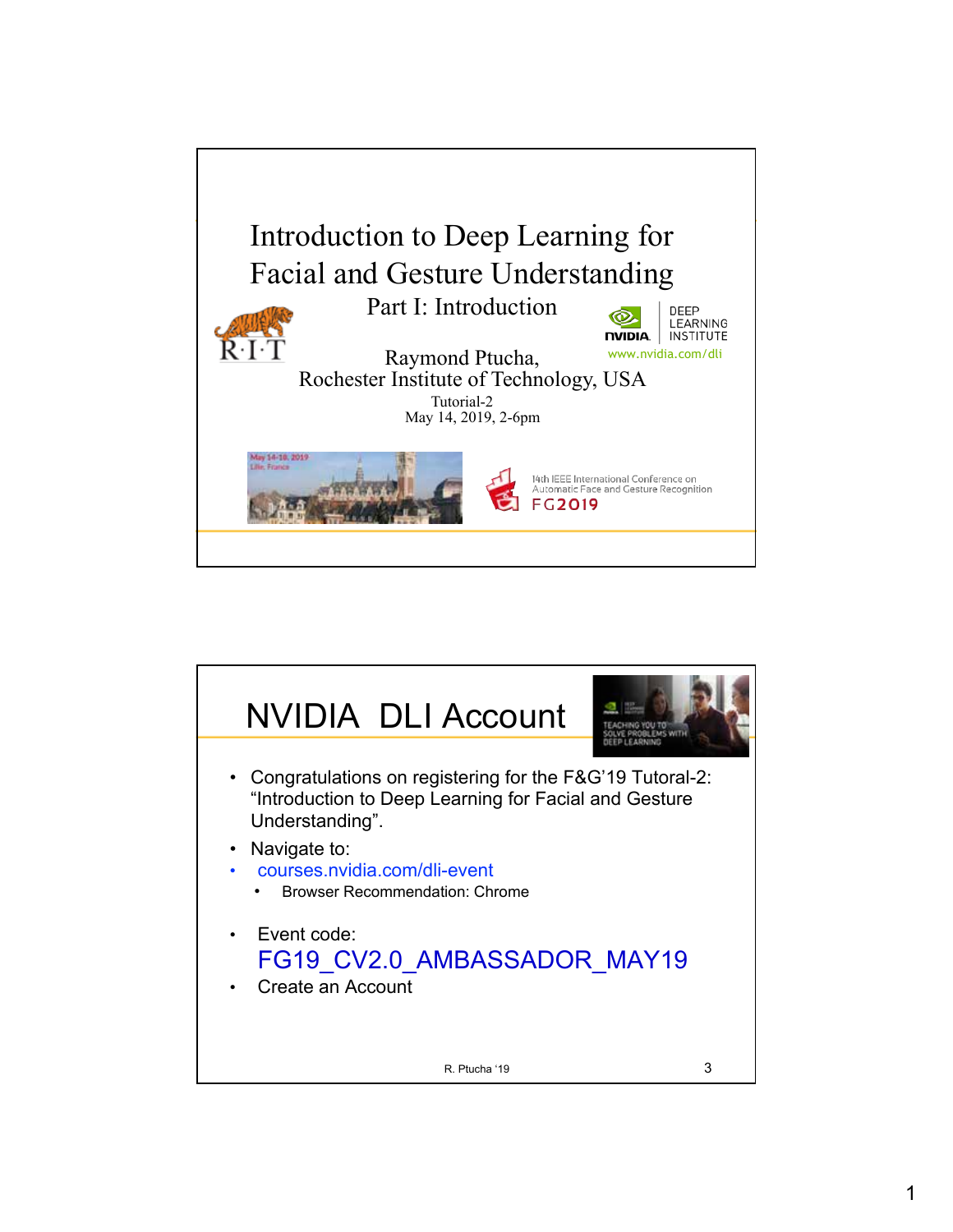# Introduction to Deep Learning for Facial and Gesture Understanding

Part I: Introduction

DEEP LEARNING INSTITUTE

www.nvidia.com/dli

Raymond Ptucha,
Rochester Institute of Technology, USA

Tutorial-2
May 14, 2019, 2-6pm

May 14-18, 2019
Lille, France

14th IEEE International Conference on Automatic Face and Gesture Recognition
FG2019

---

## NVIDIA DLI Account

TEACHING YOU TO SOLVE PROBLEMS WITH DEEP LEARNING

- Congratulations on registering for the F&G'19 Tutoral-2: "Introduction to Deep Learning for Facial and Gesture Understanding".
- Navigate to:
- courses.nvidia.com/dli-event
  - Browser Recommendation: Chrome
- Event code:
  FG19_CV2.0_AMBASSADOR_MAY19
- Create an Account

R. Ptucha '19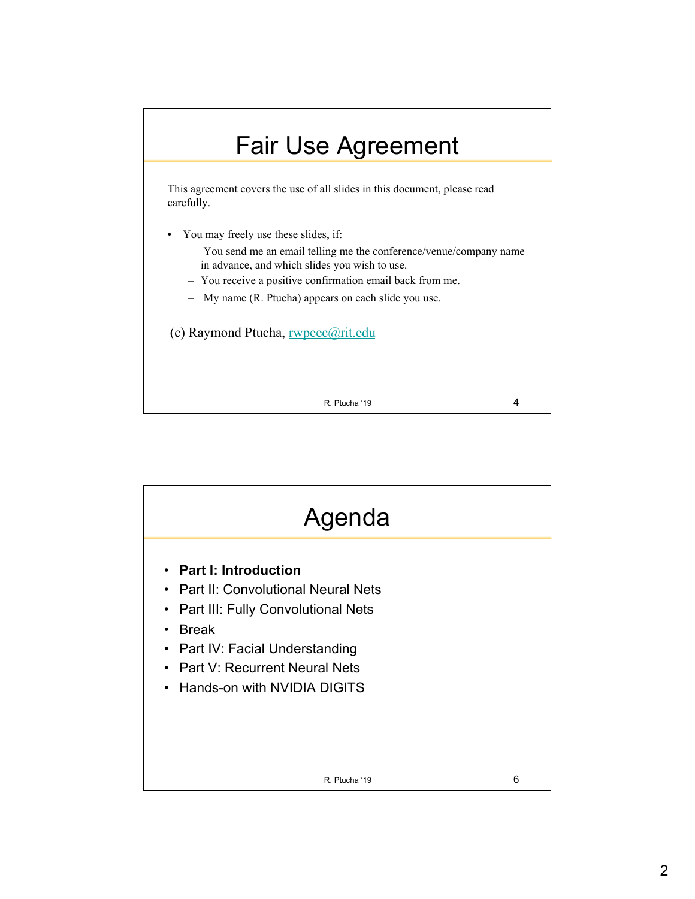# Fair Use Agreement

This agreement covers the use of all slides in this document, please read carefully.

- You may freely use these slides, if:
  - You send me an email telling me the conference/venue/company name in advance, and which slides you wish to use.
  - You receive a positive confirmation email back from me.
  - My name (R. Ptucha) appears on each slide you use.

(c) Raymond Ptucha, rwpeec@rit.edu

# Agenda

- **Part I: Introduction**
- Part II: Convolutional Neural Nets
- Part III: Fully Convolutional Nets
- Break
- Part IV: Facial Understanding
- Part V: Recurrent Neural Nets
- Hands-on with NVIDIA DIGITS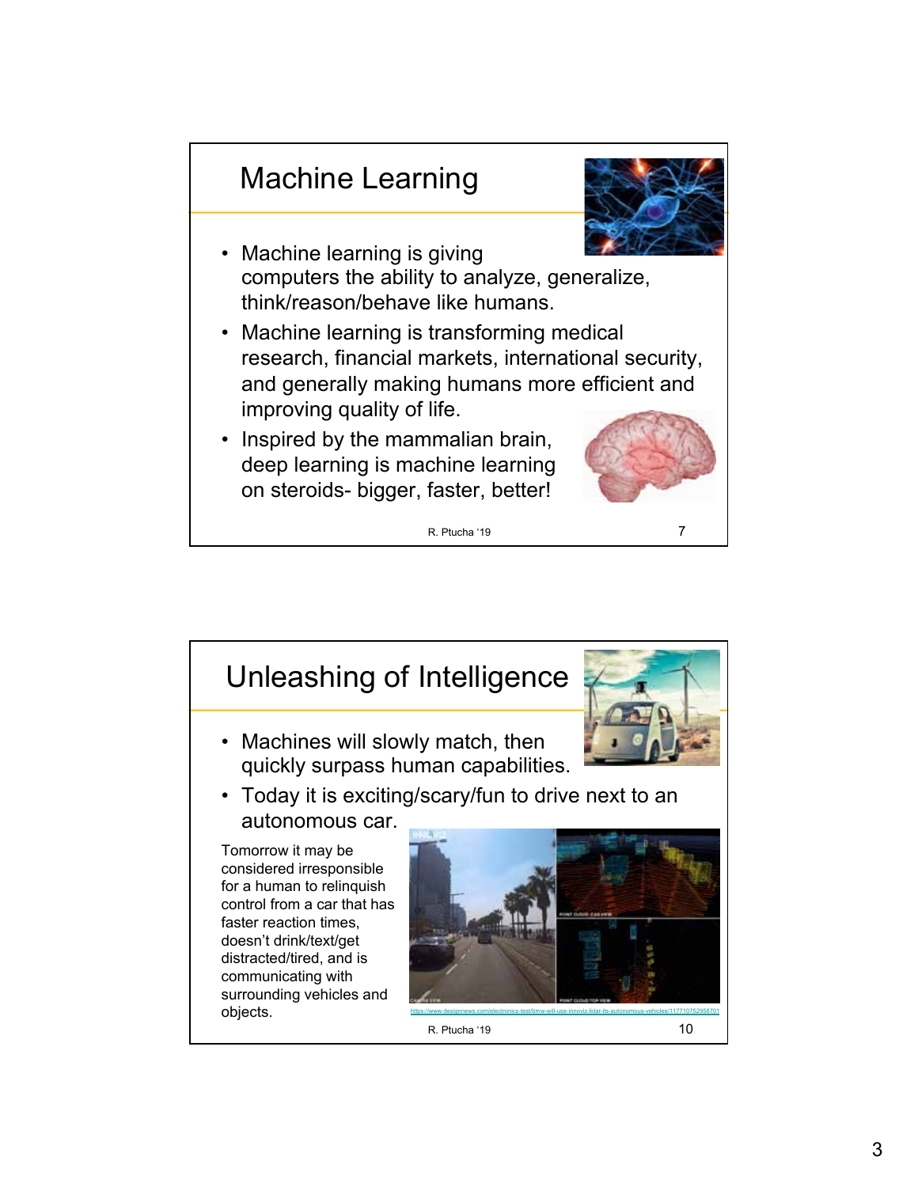## Machine Learning

- Machine learning is giving computers the ability to analyze, generalize, think/reason/behave like humans.
- Machine learning is transforming medical research, financial markets, international security, and generally making humans more efficient and improving quality of life.
- Inspired by the mammalian brain, deep learning is machine learning on steroids- bigger, faster, better!

R. Ptucha '19

## Unleashing of Intelligence

- Machines will slowly match, then quickly surpass human capabilities.
- Today it is exciting/scary/fun to drive next to an autonomous car.

Tomorrow it may be considered irresponsible for a human to relinquish control from a car that has faster reaction times, doesn't drink/text/get distracted/tired, and is communicating with surrounding vehicles and objects.

https://www.designnews.com/electronics-test/bmw-will-use-innoviz-lidar-its-autonomous-vehicles/117710752958701

R. Ptucha '19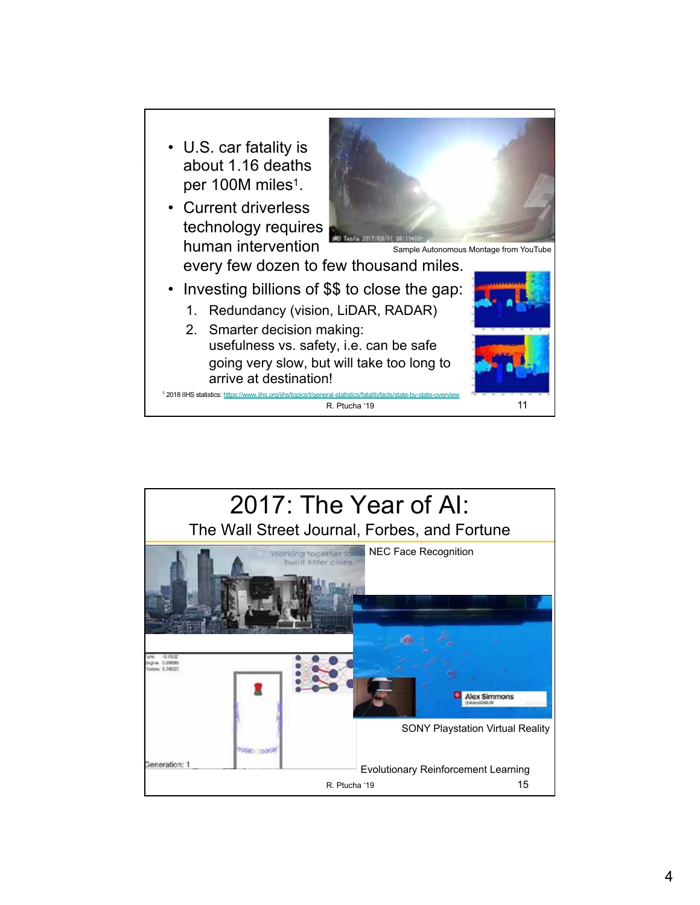- U.S. car fatality is about 1.16 deaths per 100M miles[1].
- Current driverless technology requires human intervention every few dozen to few thousand miles.
- Investing billions of $$ to close the gap:
  1. Redundancy (vision, LiDAR, RADAR)
  2. Smarter decision making: usefulness vs. safety, i.e. can be safe going very slow, but will take too long to arrive at destination!

Sample Autonomous Montage from YouTube

[1] 2018 IIHS statistics: https://www.iihs.org/iihs/topics/t/general-statistics/fatalityfacts/state-by-state-overview

# 2017: The Year of AI:

## The Wall Street Journal, Forbes, and Fortune

NEC Face Recognition

SONY Playstation Virtual Reality

Evolutionary Reinforcement Learning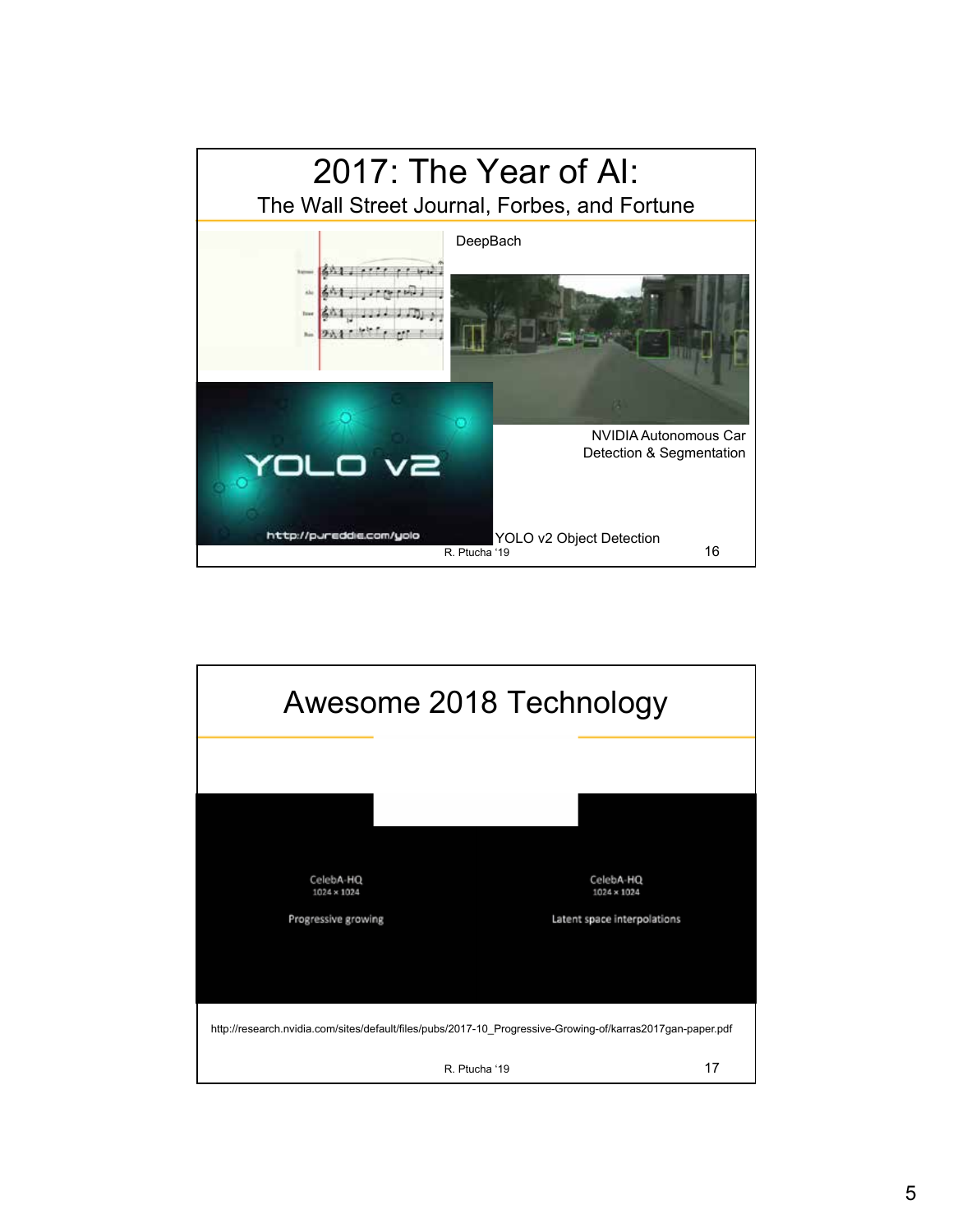# 2017: The Year of AI:

## The Wall Street Journal, Forbes, and Fortune

DeepBach

NVIDIA Autonomous Car Detection & Segmentation

YOLO v2 Object Detection

R. Ptucha '19

# Awesome 2018 Technology

CelebA-HQ
1024 × 1024

Progressive growing

CelebA-HQ
1024 × 1024

Latent space interpolations

http://research.nvidia.com/sites/default/files/pubs/2017-10_Progressive-Growing-of/karras2017gan-paper.pdf

R. Ptucha '19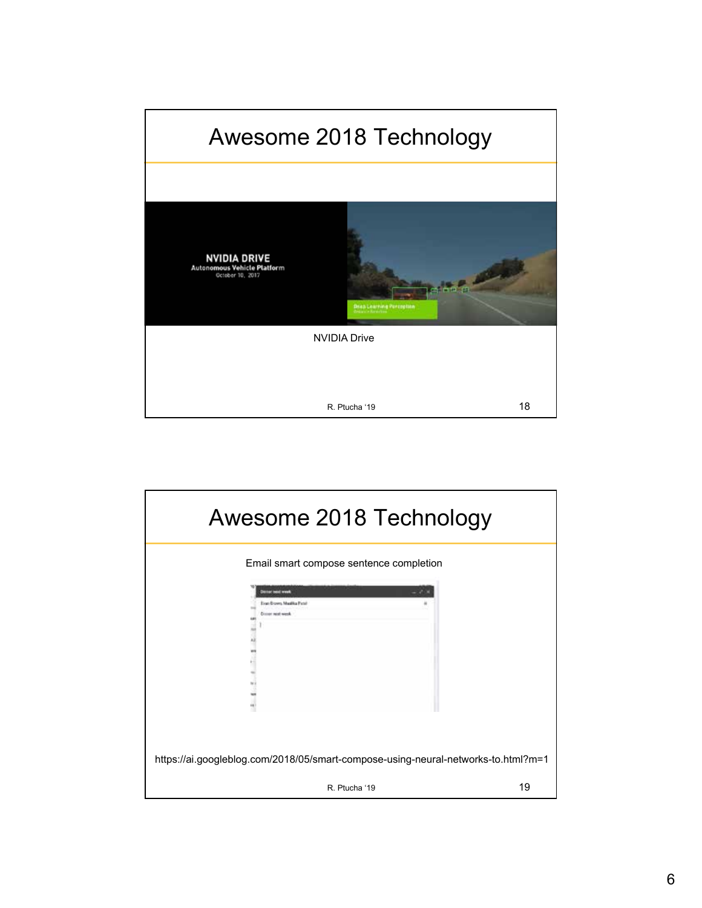## Awesome 2018 Technology

NVIDIA Drive

## Awesome 2018 Technology

Email smart compose sentence completion

https://ai.googleblog.com/2018/05/smart-compose-using-neural-networks-to.html?m=1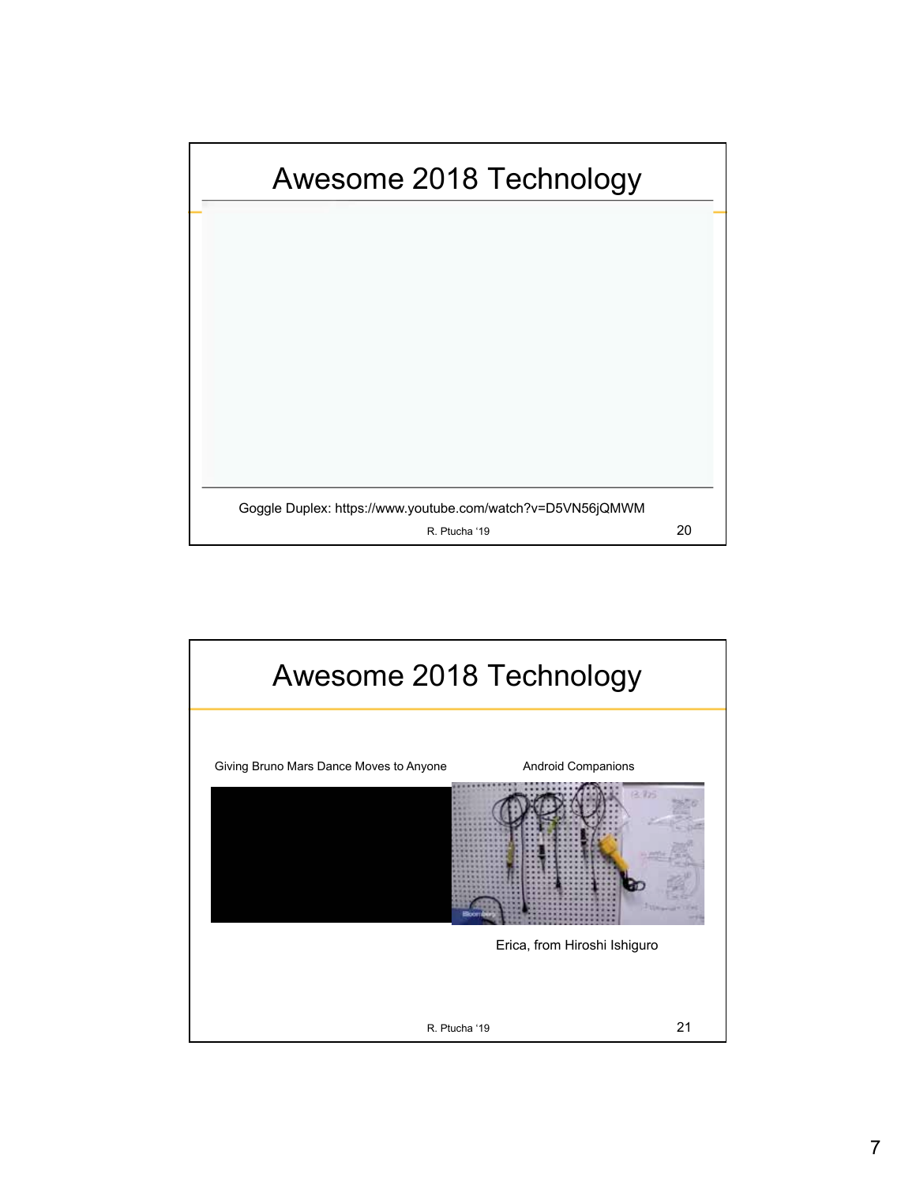## Awesome 2018 Technology

Goggle Duplex: https://www.youtube.com/watch?v=D5VN56jQMWM

## Awesome 2018 Technology

Giving Bruno Mars Dance Moves to Anyone

Android Companions

Erica, from Hiroshi Ishiguro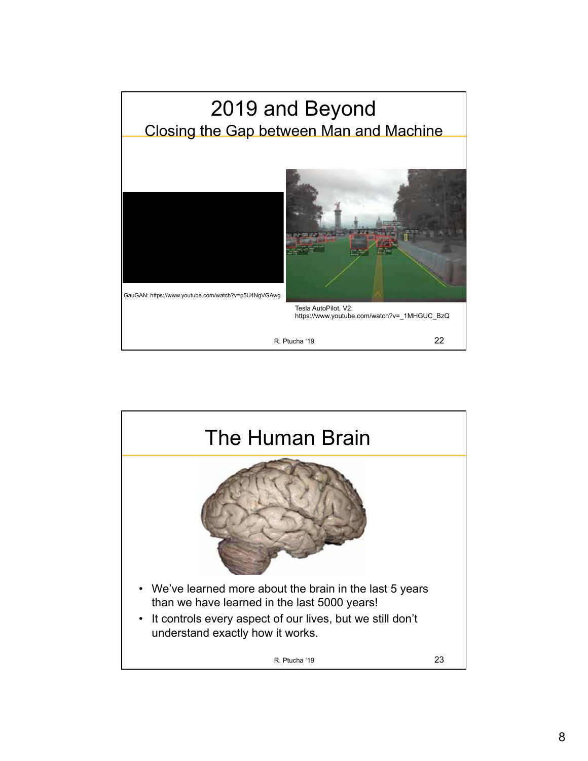# 2019 and Beyond

## Closing the Gap between Man and Machine

GauGAN: https://www.youtube.com/watch?v=p5U4NgVGAwg

Tesla AutoPilot, V2: https://www.youtube.com/watch?v=_1MHGUC_BzQ

R. Ptucha '19

# The Human Brain

- We've learned more about the brain in the last 5 years than we have learned in the last 5000 years!
- It controls every aspect of our lives, but we still don't understand exactly how it works.

R. Ptucha '19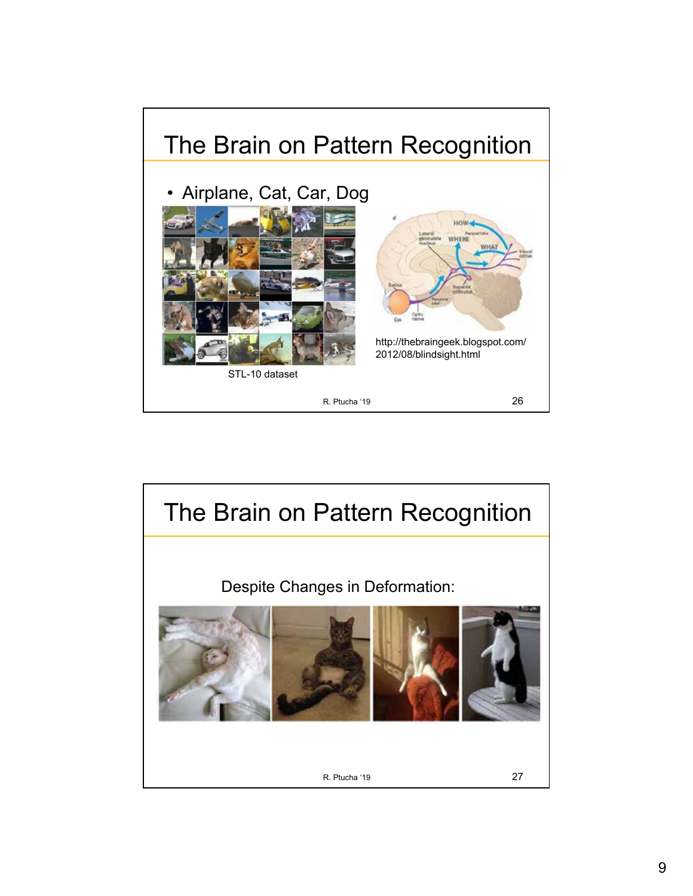## The Brain on Pattern Recognition

- Airplane, Cat, Car, Dog

STL-10 dataset

http://thebraingeek.blogspot.com/2012/08/blindsight.html

R. Ptucha '19

## The Brain on Pattern Recognition

Despite Changes in Deformation:

R. Ptucha '19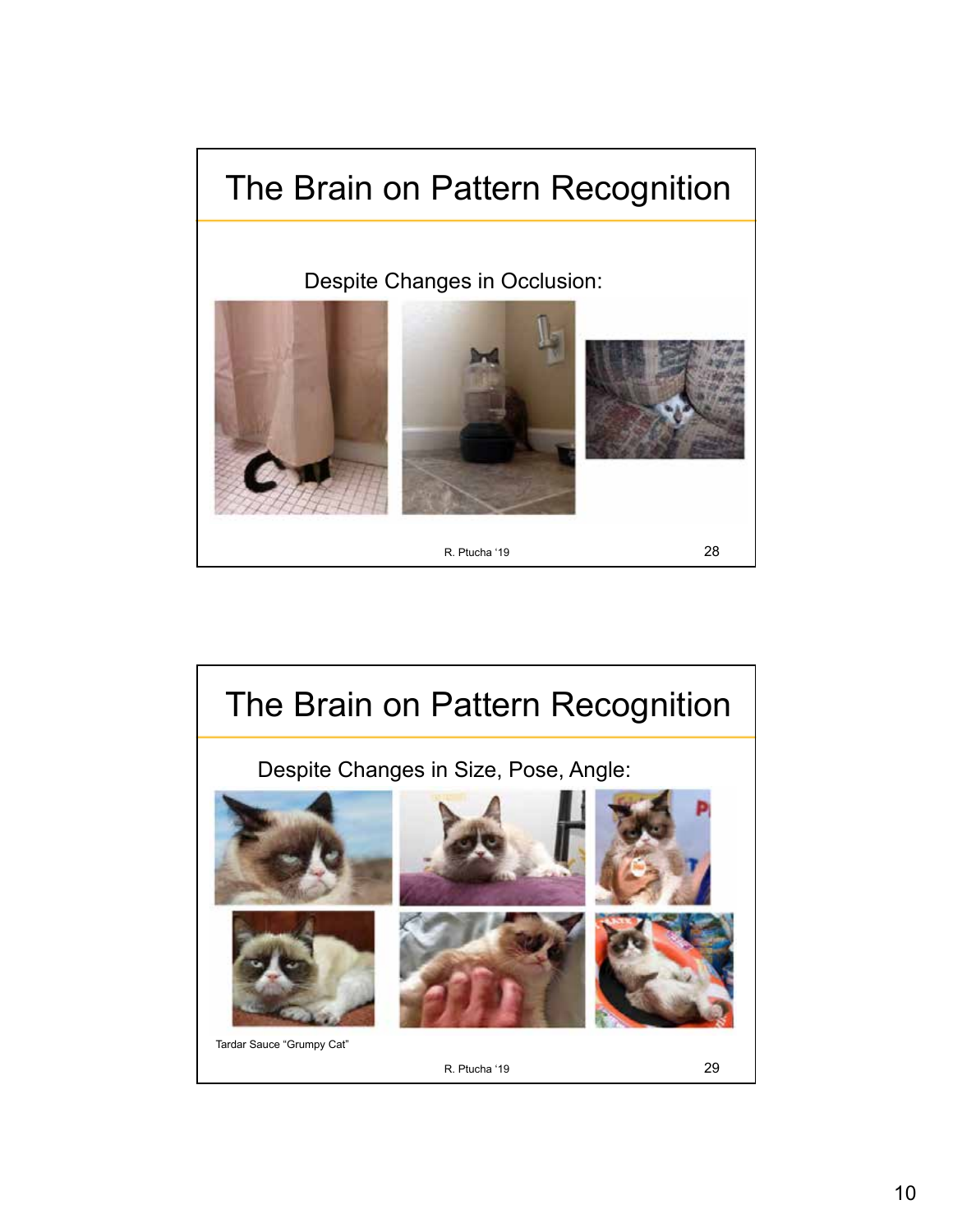# The Brain on Pattern Recognition

Despite Changes in Occlusion:

R. Ptucha '19

# The Brain on Pattern Recognition

Despite Changes in Size, Pose, Angle:

Tardar Sauce "Grumpy Cat"

R. Ptucha '19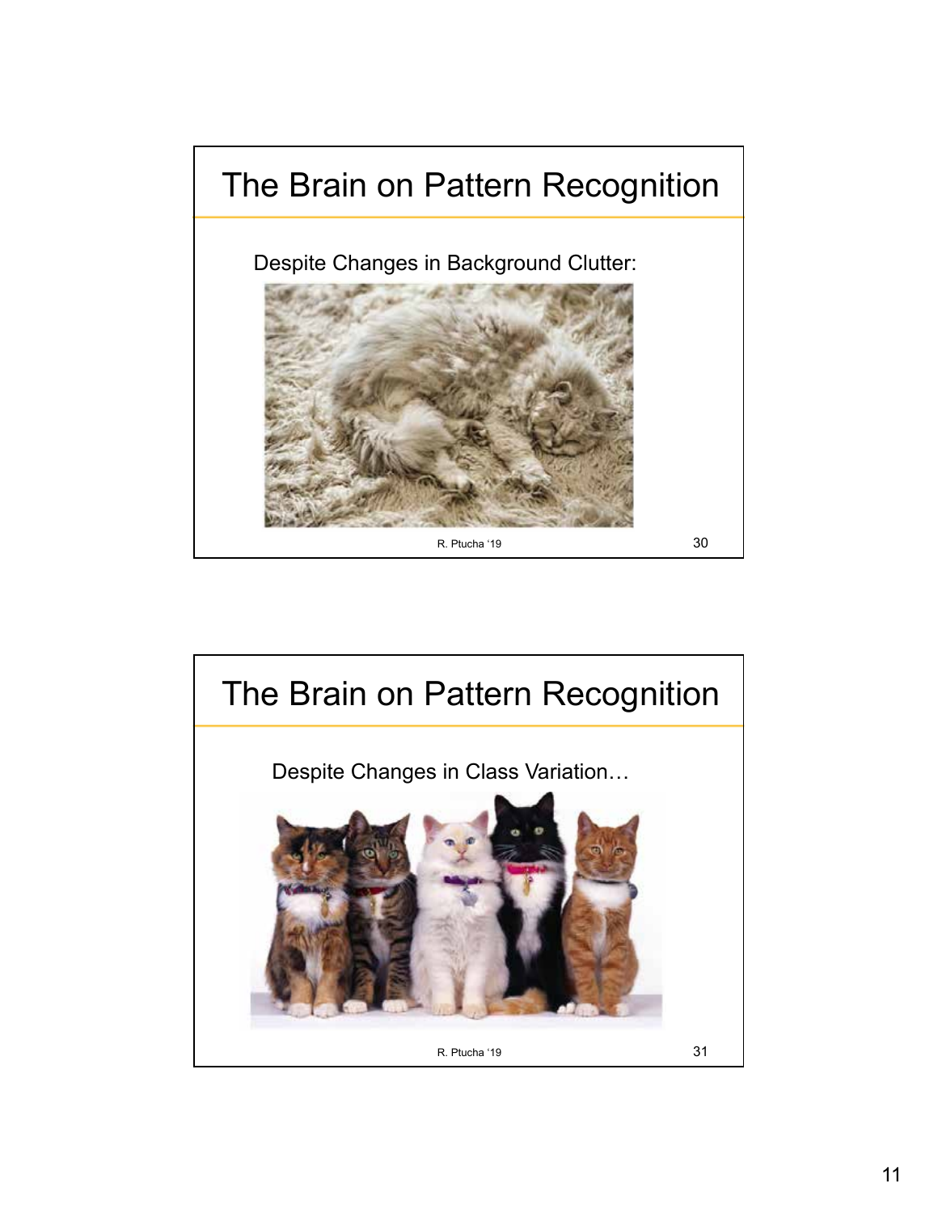# The Brain on Pattern Recognition

Despite Changes in Background Clutter:

R. Ptucha '19

# The Brain on Pattern Recognition

Despite Changes in Class Variation…

R. Ptucha '19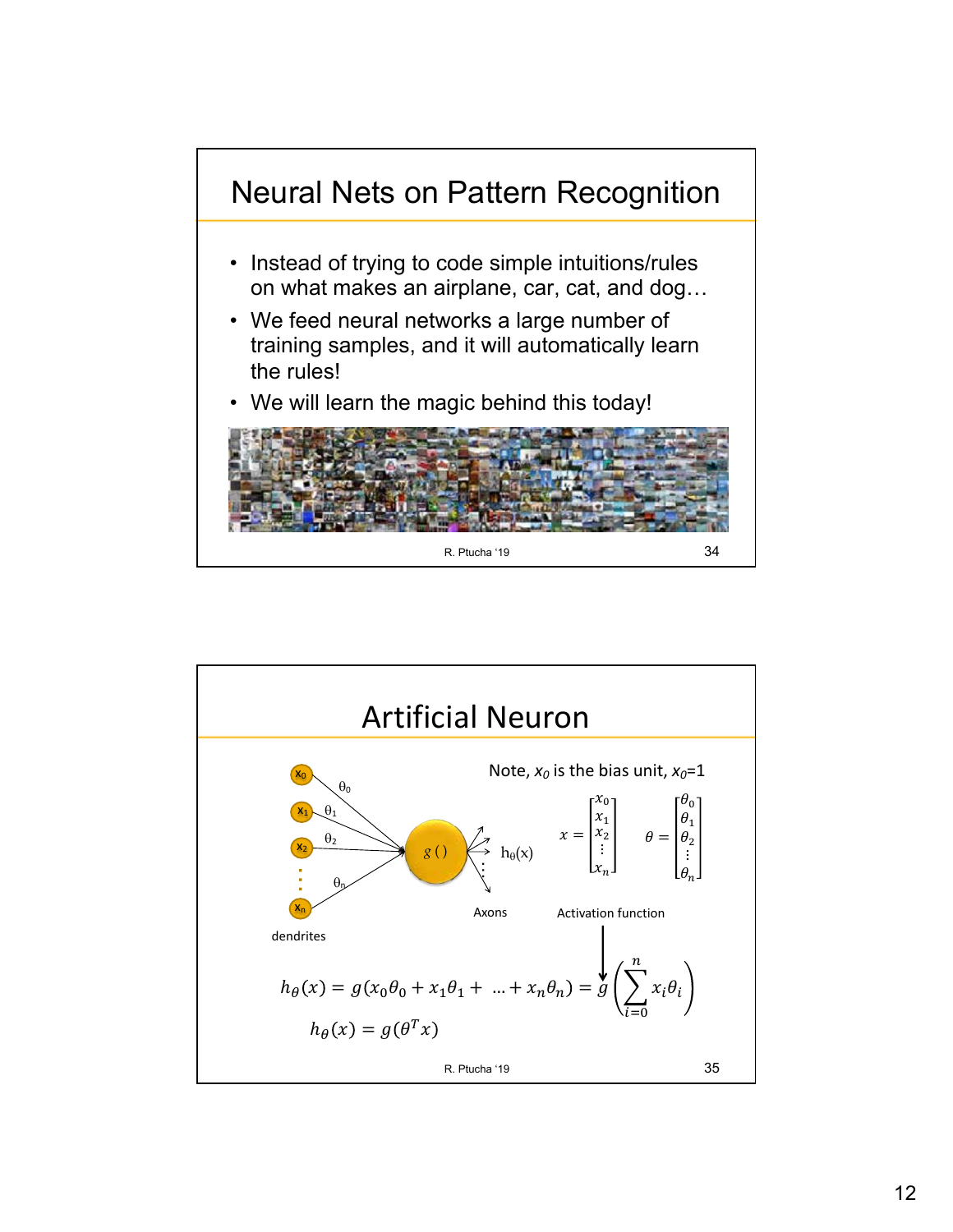## Neural Nets on Pattern Recognition

- Instead of trying to code simple intuitions/rules on what makes an airplane, car, cat, and dog…
- We feed neural networks a large number of training samples, and it will automatically learn the rules!
- We will learn the magic behind this today!

R. Ptucha '19

## Artificial Neuron

$x_0$, $x_1$, $x_2$, ⋮, $x_n$ — dendrites

$\theta_0$, $\theta_1$, $\theta_2$, $\theta_n$

$g()$ → $h_\theta(x)$

Axons

Note, $x_0$ is the bias unit, $x_0$=1

$$x = \begin{bmatrix} x_0 \\ x_1 \\ x_2 \\ \vdots \\ x_n \end{bmatrix} \quad \theta = \begin{bmatrix} \theta_0 \\ \theta_1 \\ \theta_2 \\ \vdots \\ \theta_n \end{bmatrix}$$

Activation function

$$h_\theta(x) = g(x_0\theta_0 + x_1\theta_1 + \ldots + x_n\theta_n) = g\left(\sum_{i=0}^{n} x_i\theta_i\right)$$

$$h_\theta(x) = g(\theta^T x)$$

R. Ptucha '19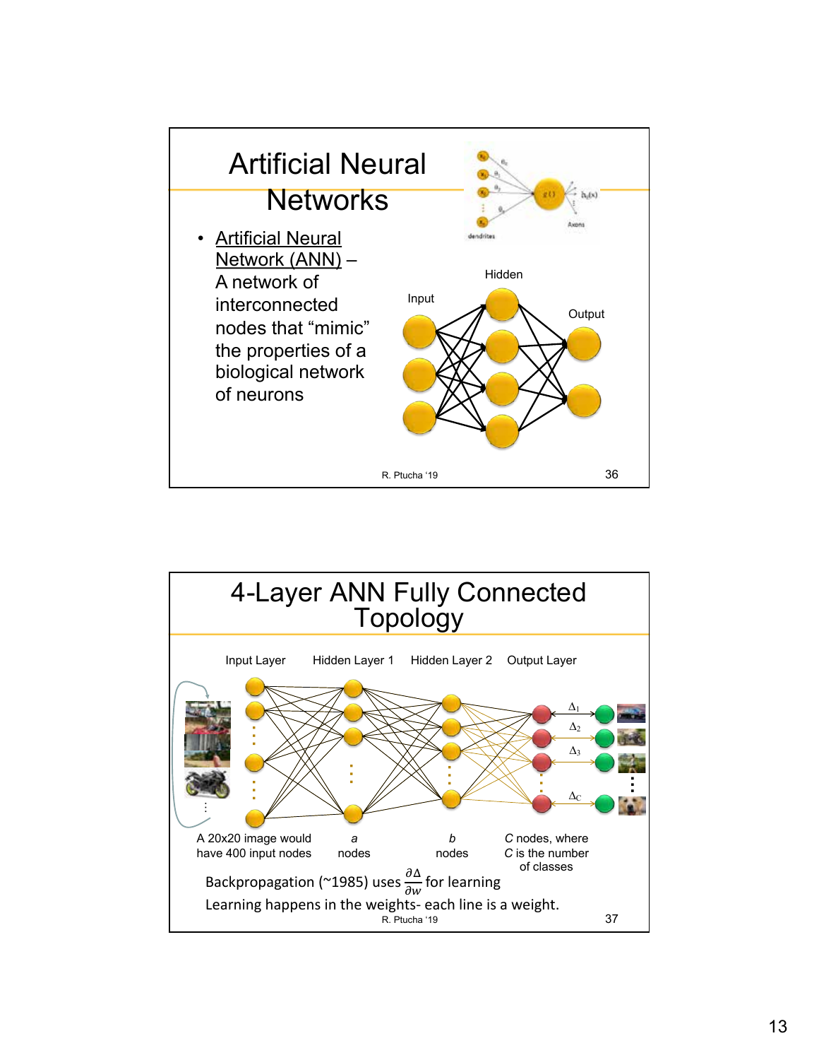# Artificial Neural Networks

- Artificial Neural Network (ANN) – A network of interconnected nodes that "mimic" the properties of a biological network of neurons

Input

Hidden

Output

R. Ptucha '19

# 4-Layer ANN Fully Connected Topology

Input Layer | Hidden Layer 1 | Hidden Layer 2 | Output Layer

$\Delta_1$, $\Delta_2$, $\Delta_3$, $\Delta_C$

A 20x20 image would have 400 input nodes

*a* nodes

*b* nodes

*C* nodes, where *C* is the number of classes

Backpropagation (~1985) uses $\frac{\partial \Delta}{\partial w}$ for learning

Learning happens in the weights- each line is a weight.

R. Ptucha '19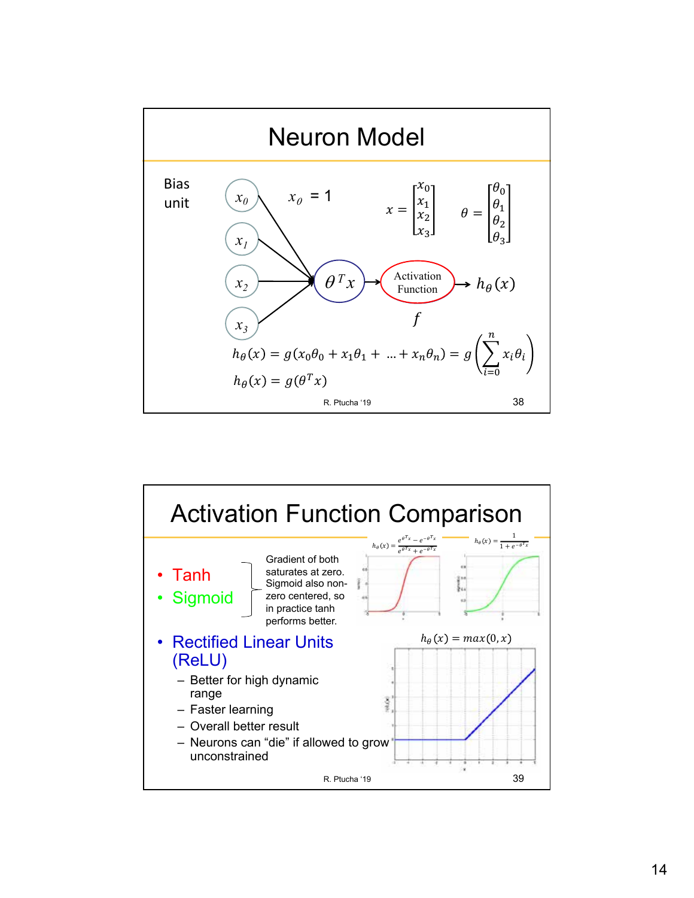# Neuron Model

Bias unit

$x_0$ = 1

$$x = \begin{bmatrix} x_0 \\ x_1 \\ x_2 \\ x_3 \end{bmatrix} \quad \theta = \begin{bmatrix} \theta_0 \\ \theta_1 \\ \theta_2 \\ \theta_3 \end{bmatrix}$$

$x_0$, $x_1$, $x_2$, $x_3$ → $\theta^T x$ → Activation Function ($f$) → $h_\theta(x)$

$$h_\theta(x) = g(x_0\theta_0 + x_1\theta_1 + \ldots + x_n\theta_n) = g\left(\sum_{i=0}^{n} x_i\theta_i\right)$$

$$h_\theta(x) = g(\theta^T x)$$

# Activation Function Comparison

- Tanh
- Sigmoid

Gradient of both saturates at zero. Sigmoid also non-zero centered, so in practice tanh performs better.

$$h_\theta(x) = \frac{e^{\theta^T x} - e^{-\theta^T x}}{e^{\theta^T x} + e^{-\theta^T x}} \qquad h_\theta(x) = \frac{1}{1 + e^{-\theta^T x}}$$

- Rectified Linear Units (ReLU)
  - Better for high dynamic range
  - Faster learning
  - Overall better result
  - Neurons can "die" if allowed to grow unconstrained

$$h_\theta(x) = max(0, x)$$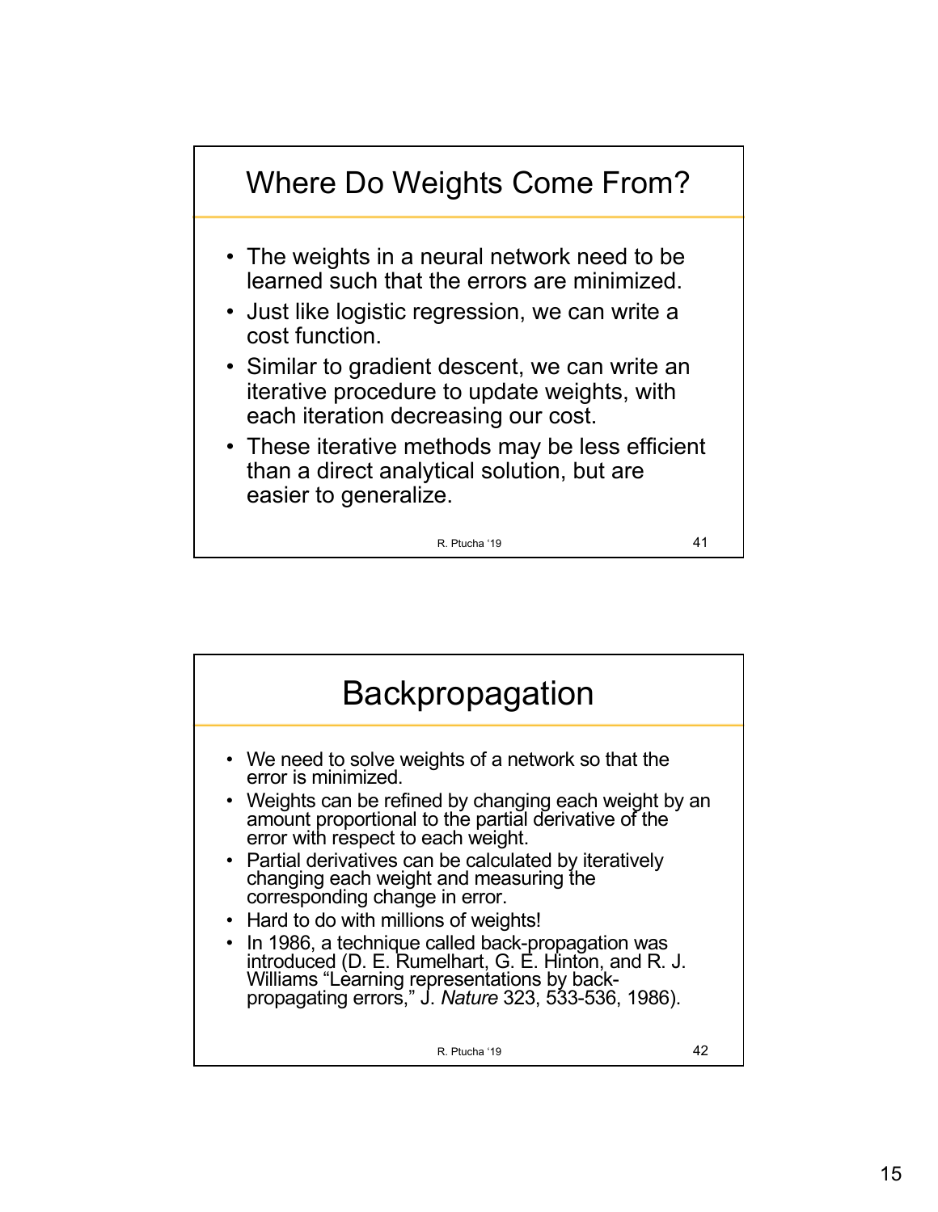## Where Do Weights Come From?

- The weights in a neural network need to be learned such that the errors are minimized.
- Just like logistic regression, we can write a cost function.
- Similar to gradient descent, we can write an iterative procedure to update weights, with each iteration decreasing our cost.
- These iterative methods may be less efficient than a direct analytical solution, but are easier to generalize.

## Backpropagation

- We need to solve weights of a network so that the error is minimized.
- Weights can be refined by changing each weight by an amount proportional to the partial derivative of the error with respect to each weight.
- Partial derivatives can be calculated by iteratively changing each weight and measuring the corresponding change in error.
- Hard to do with millions of weights!
- In 1986, a technique called back-propagation was introduced (D. E. Rumelhart, G. E. Hinton, and R. J. Williams "Learning representations by back-propagating errors," J. *Nature* 323, 533-536, 1986).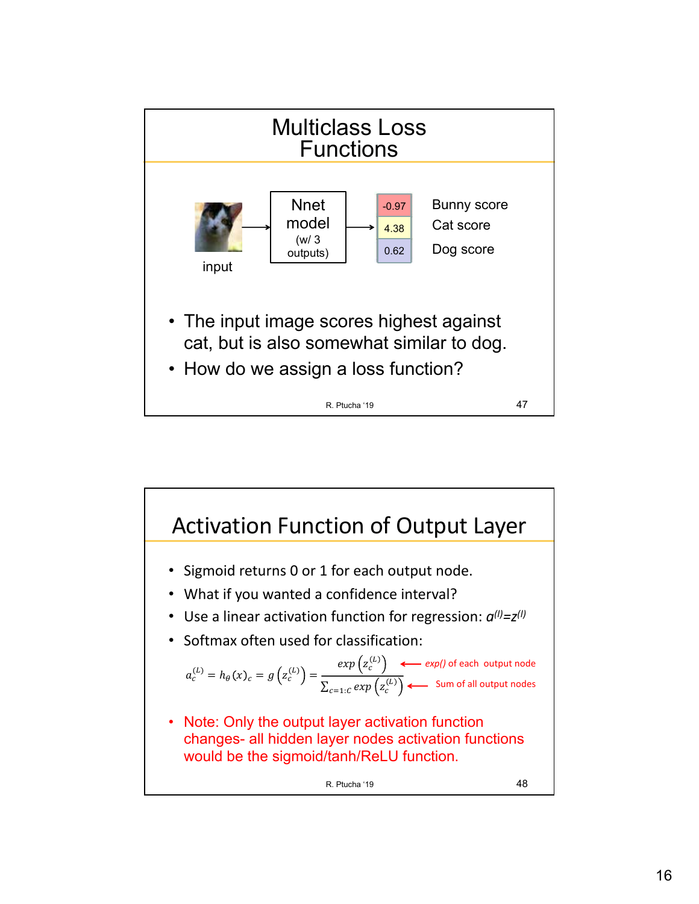# Multiclass Loss Functions

input → Nnet model (w/ 3 outputs) →

| Score | Class |
|---|---|
| -0.97 | Bunny score |
| 4.38 | Cat score |
| 0.62 | Dog score |

- The input image scores highest against cat, but is also somewhat similar to dog.
- How do we assign a loss function?

# Activation Function of Output Layer

- Sigmoid returns 0 or 1 for each output node.
- What if you wanted a confidence interval?
- Use a linear activation function for regression: $a^{(l)}=z^{(l)}$
- Softmax often used for classification:

$$a_c^{(L)} = h_\theta(x)_c = g\left(z_c^{(L)}\right) = \frac{exp\left(z_c^{(L)}\right)}{\sum_{c=1:C} exp\left(z_c^{(L)}\right)}$$

Numerator: *exp()* of each output node
Denominator: Sum of all output nodes

- Note: Only the output layer activation function changes- all hidden layer nodes activation functions would be the sigmoid/tanh/ReLU function.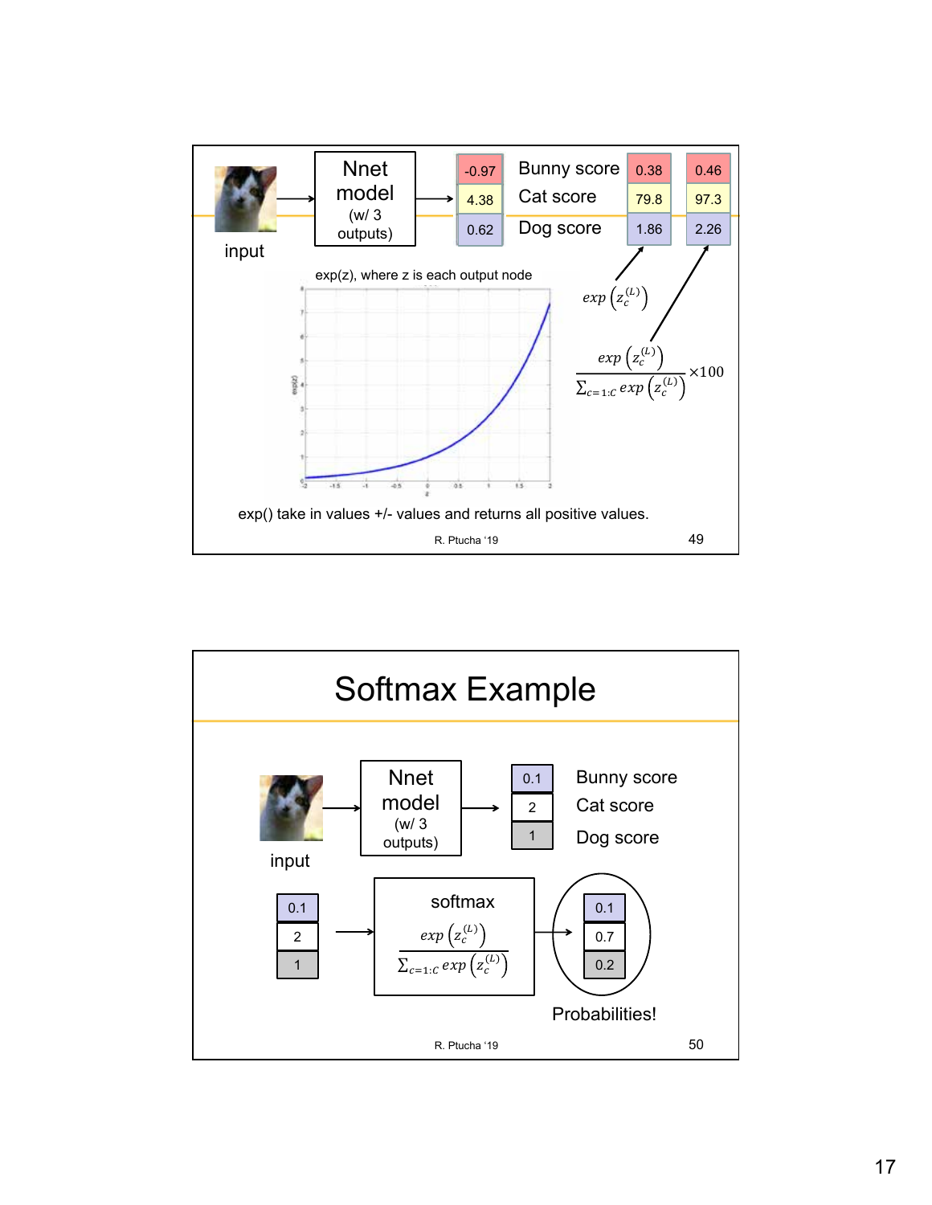input → Nnet model (w/ 3 outputs) →

| | Score | $exp\left(z_c^{(L)}\right)$ | $\frac{exp\left(z_c^{(L)}\right)}{\sum_{c=1:C} exp\left(z_c^{(L)}\right)} \times 100$ |
|---|---|---|---|
| -0.97 | Bunny score | 0.38 | 0.46 |
| 4.38 | Cat score | 79.8 | 97.3 |
| 0.62 | Dog score | 1.86 | 2.26 |

exp(z), where z is each output node

exp() take in values +/- values and returns all positive values.

# Softmax Example

input → Nnet model (w/ 3 outputs) →

| Output | |
|---|---|
| 0.1 | Bunny score |
| 2 | Cat score |
| 1 | Dog score |

| Input | softmax | Output |
|---|---|---|
| 0.1 | | 0.1 |
| 2 | $\frac{exp\left(z_c^{(L)}\right)}{\sum_{c=1:C} exp\left(z_c^{(L)}\right)}$ | 0.7 |
| 1 | | 0.2 |

Probabilities!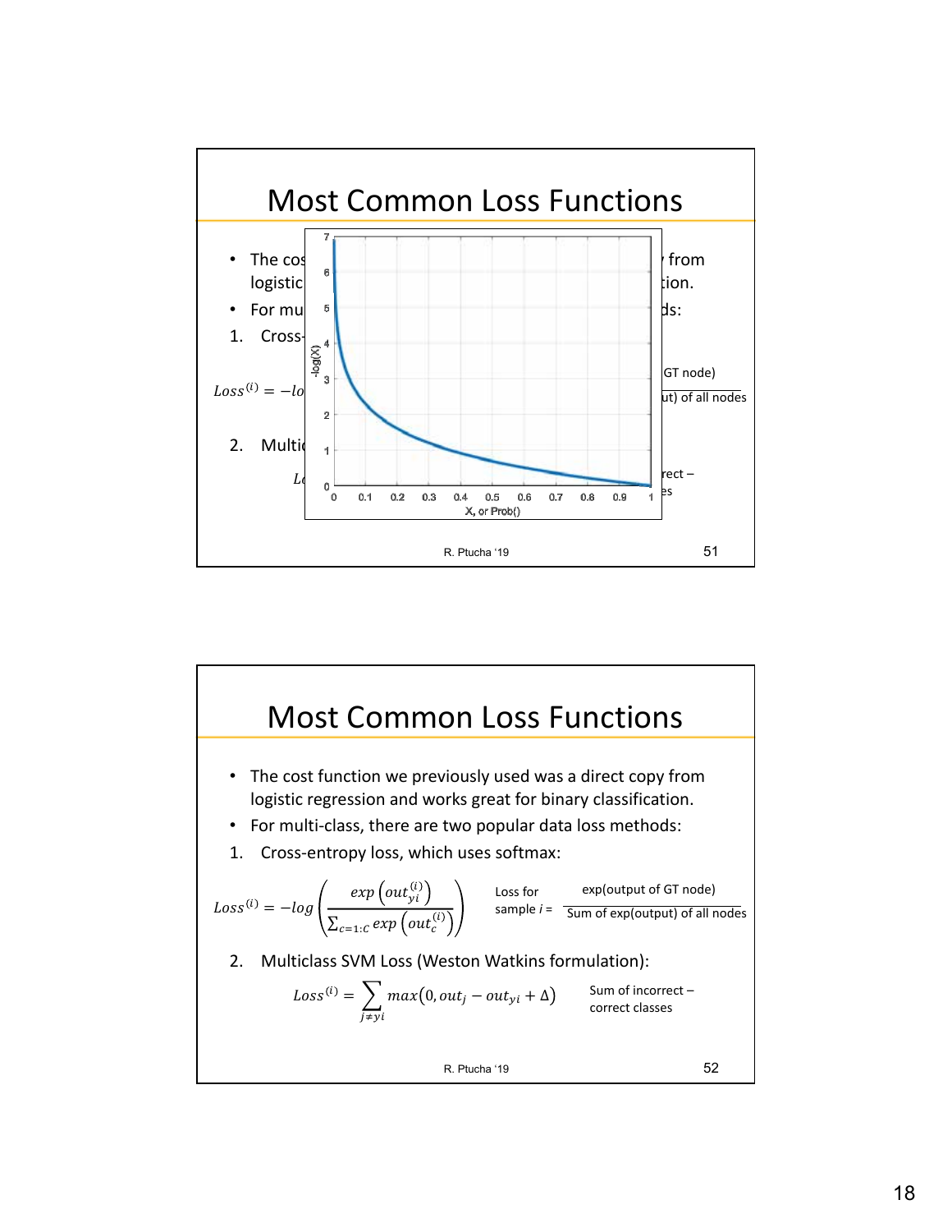## Most Common Loss Functions

- The cost function we previously used was a direct copy from logistic regression and works great for binary classification.
- For multi-class, there are two popular data loss methods:

1. Cross-entropy loss, which uses softmax:

$$Loss^{(i)} = -log\left(\frac{exp\left(out_{yi}^{(i)}\right)}{\sum_{c=1:C} exp\left(out_{c}^{(i)}\right)}\right)$$

Loss for sample $i$ = $\frac{\text{exp(output of GT node)}}{\text{Sum of exp(output) of all nodes}}$

2. Multiclass SVM Loss (Weston Watkins formulation):

$$Loss^{(i)} = \sum_{j \neq yi} max\left(0, out_j - out_{yi} + \Delta\right)$$

Sum of incorrect – correct classes

R. Ptucha '19

## Most Common Loss Functions

- The cost function we previously used was a direct copy from logistic regression and works great for binary classification.
- For multi-class, there are two popular data loss methods:

1. Cross-entropy loss, which uses softmax:

$$Loss^{(i)} = -log\left(\frac{exp\left(out_{yi}^{(i)}\right)}{\sum_{c=1:C} exp\left(out_{c}^{(i)}\right)}\right)$$

Loss for sample $i$ = $\frac{\text{exp(output of GT node)}}{\text{Sum of exp(output) of all nodes}}$

2. Multiclass SVM Loss (Weston Watkins formulation):

$$Loss^{(i)} = \sum_{j \neq yi} max\left(0, out_j - out_{yi} + \Delta\right)$$

Sum of incorrect – correct classes

R. Ptucha '19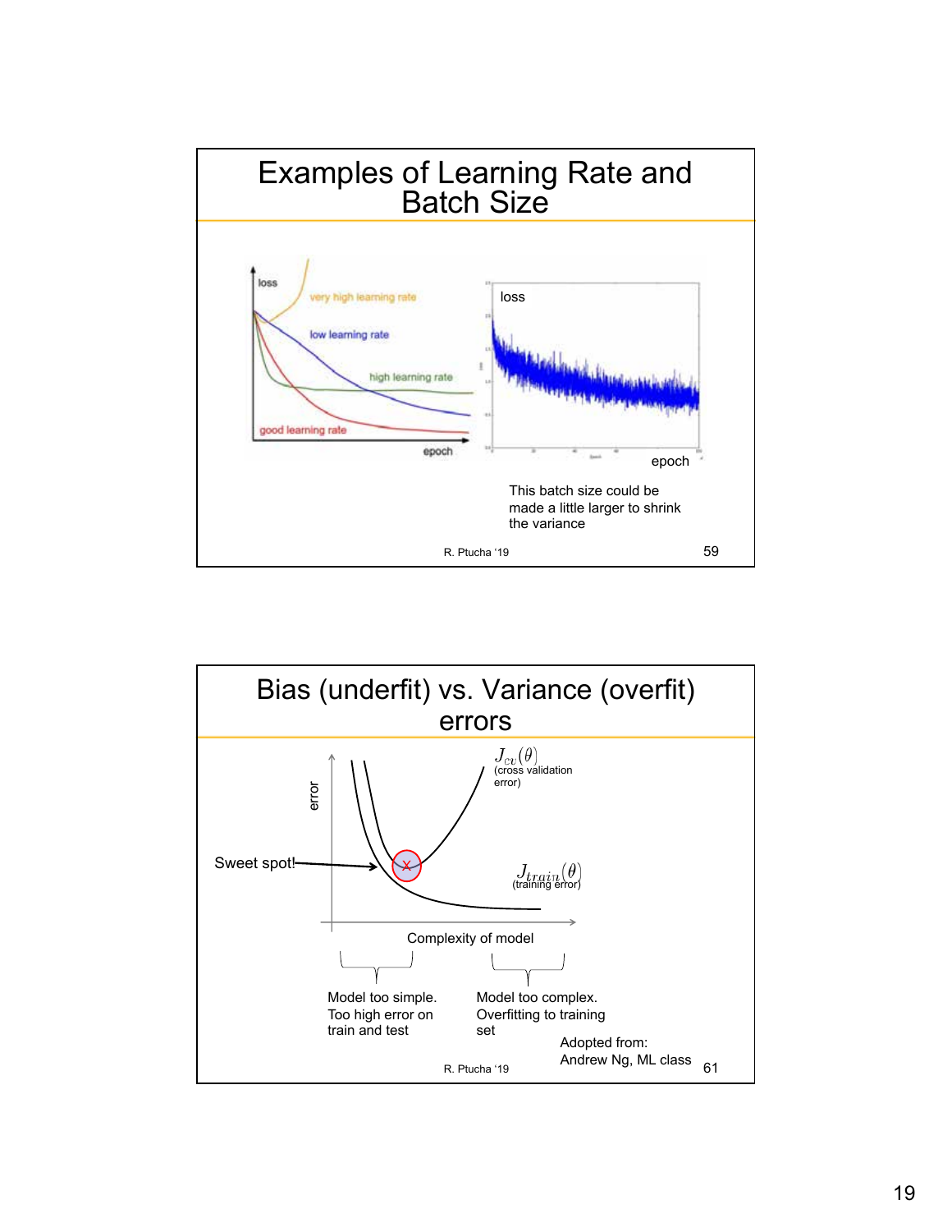## Examples of Learning Rate and Batch Size

loss

very high learning rate

low learning rate

high learning rate

good learning rate

epoch

loss

epoch

This batch size could be made a little larger to shrink the variance

R. Ptucha '19

## Bias (underfit) vs. Variance (overfit) errors

$J_{cv}(\theta)$ (cross validation error)

error

Sweet spot!

$J_{train}(\theta)$ (training error)

Complexity of model

Model too simple. Too high error on train and test

Model too complex. Overfitting to training set

Adopted from: Andrew Ng, ML class

R. Ptucha '19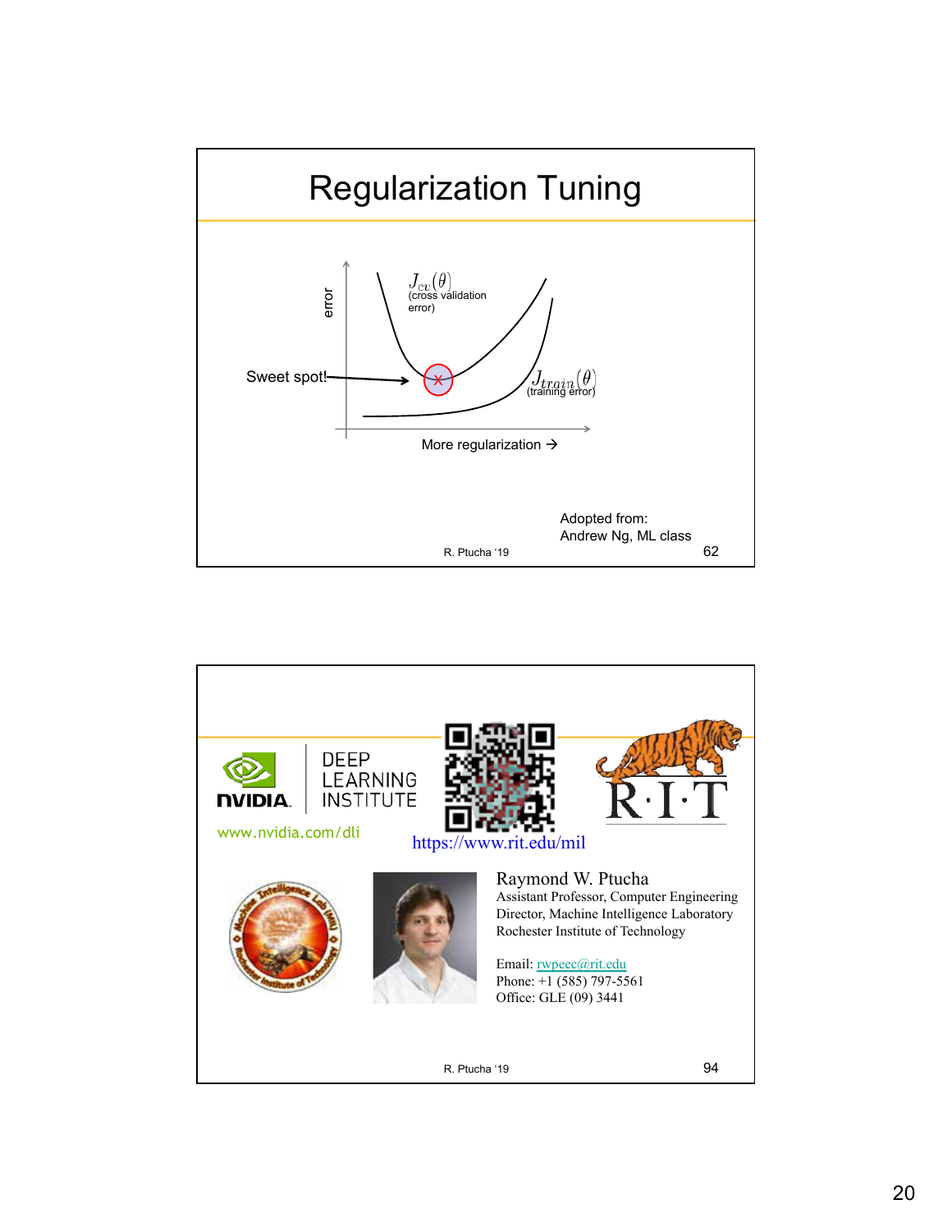# Regularization Tuning

error

$J_{cv}(\theta)$
(cross validation error)

Sweet spot!

$J_{train}(\theta)$
(training error)

More regularization →

Adopted from:
Andrew Ng, ML class

R. Ptucha '19

---

DEEP LEARNING INSTITUTE

www.nvidia.com/dli

https://www.rit.edu/mil

R·I·T

Raymond W. Ptucha
Assistant Professor, Computer Engineering
Director, Machine Intelligence Laboratory
Rochester Institute of Technology

Email: rwpeec@rit.edu
Phone: +1 (585) 797-5561
Office: GLE (09) 3441

R. Ptucha '19